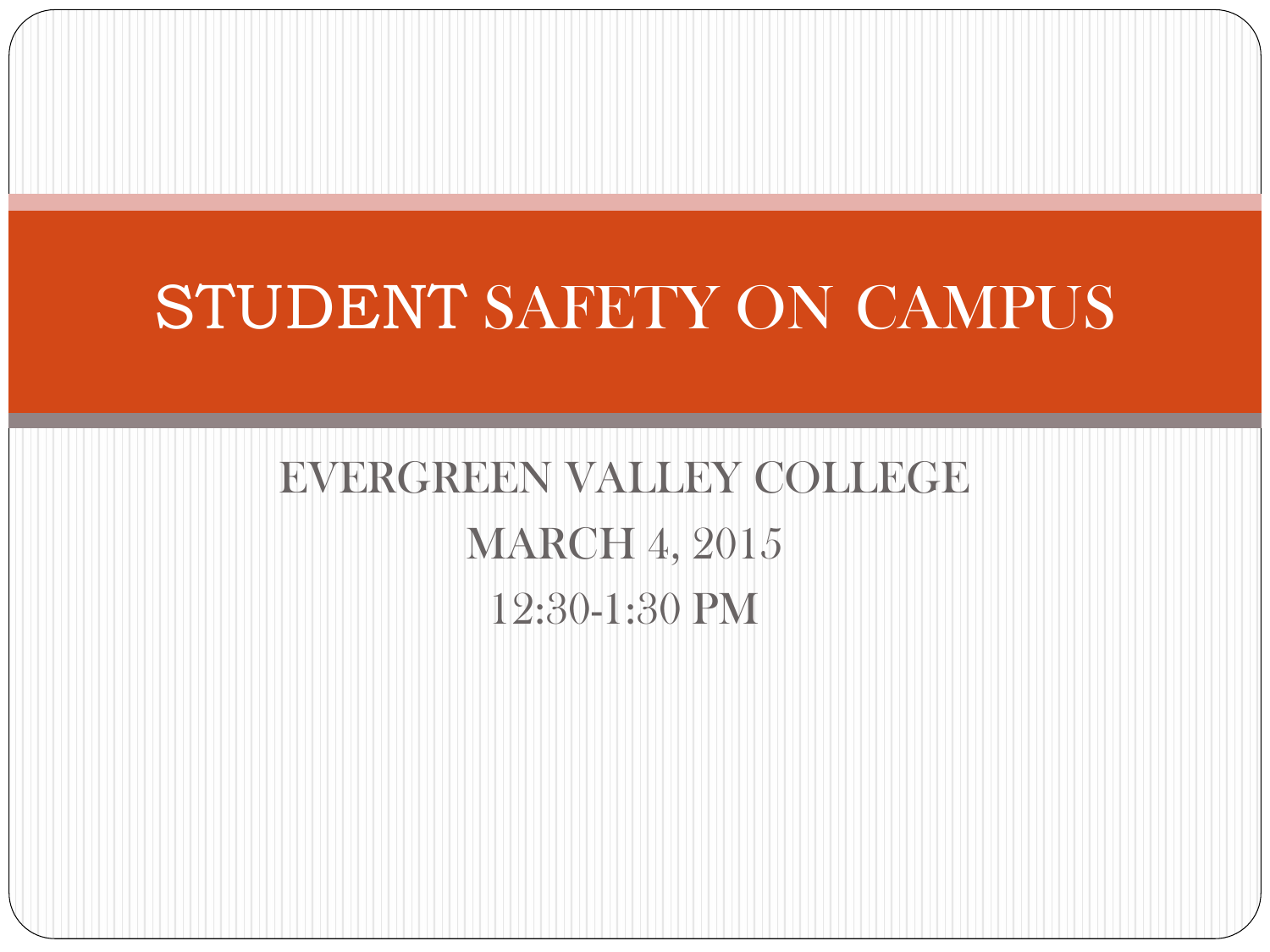# STUDENT SAFETY ON CAMPUS

EVERGREEN VALLEY COLLEGE

MARCH 4, 2015

12:30-1:30 PM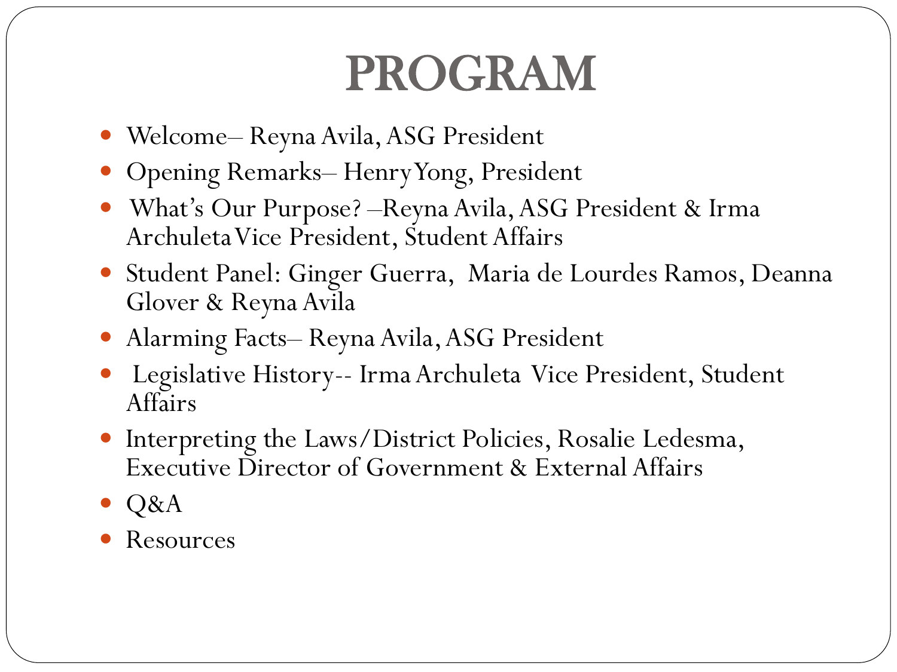# PROGRAM

- Welcome– Reyna Avila, ASG President
- Opening Remarks– Henry Yong, President
- What's Our Purpose? –Reyna Avila, ASG President & Irma Archuleta Vice President, Student Affairs
- Student Panel: Ginger Guerra, Maria de Lourdes Ramos, Deanna Glover & Reyna Avila
- Alarming Facts– Reyna Avila, ASG President
- Legislative History-- Irma Archuleta Vice President, Student Affairs
- Interpreting the Laws/District Policies, Rosalie Ledesma, Executive Director of Government & External Affairs
- Q&A
- Resources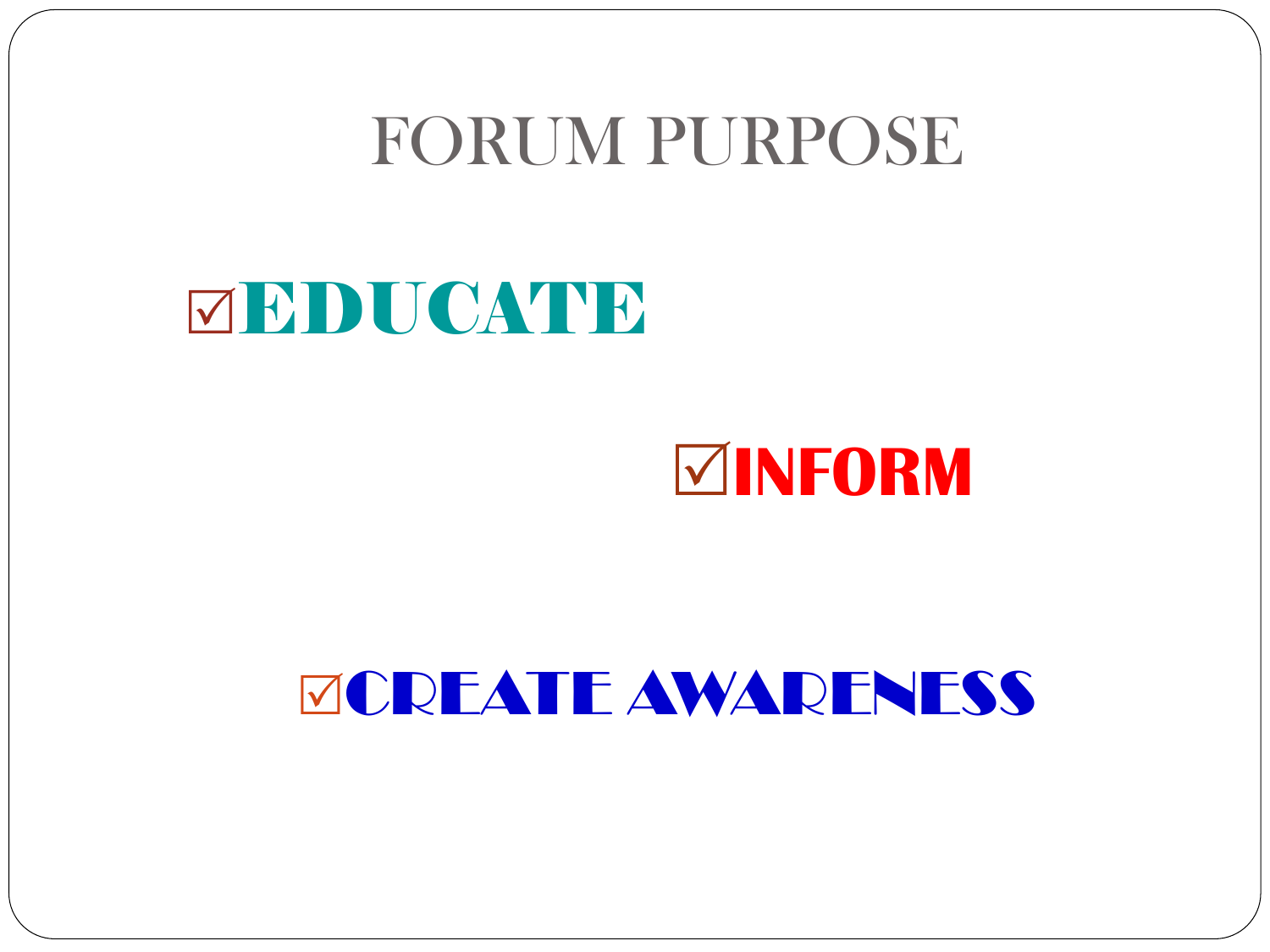# FORUM PURPOSE

- ☑ **EDUCATE**
- ☑ **INFORM**
- ☑ **CREATE AWARENESS**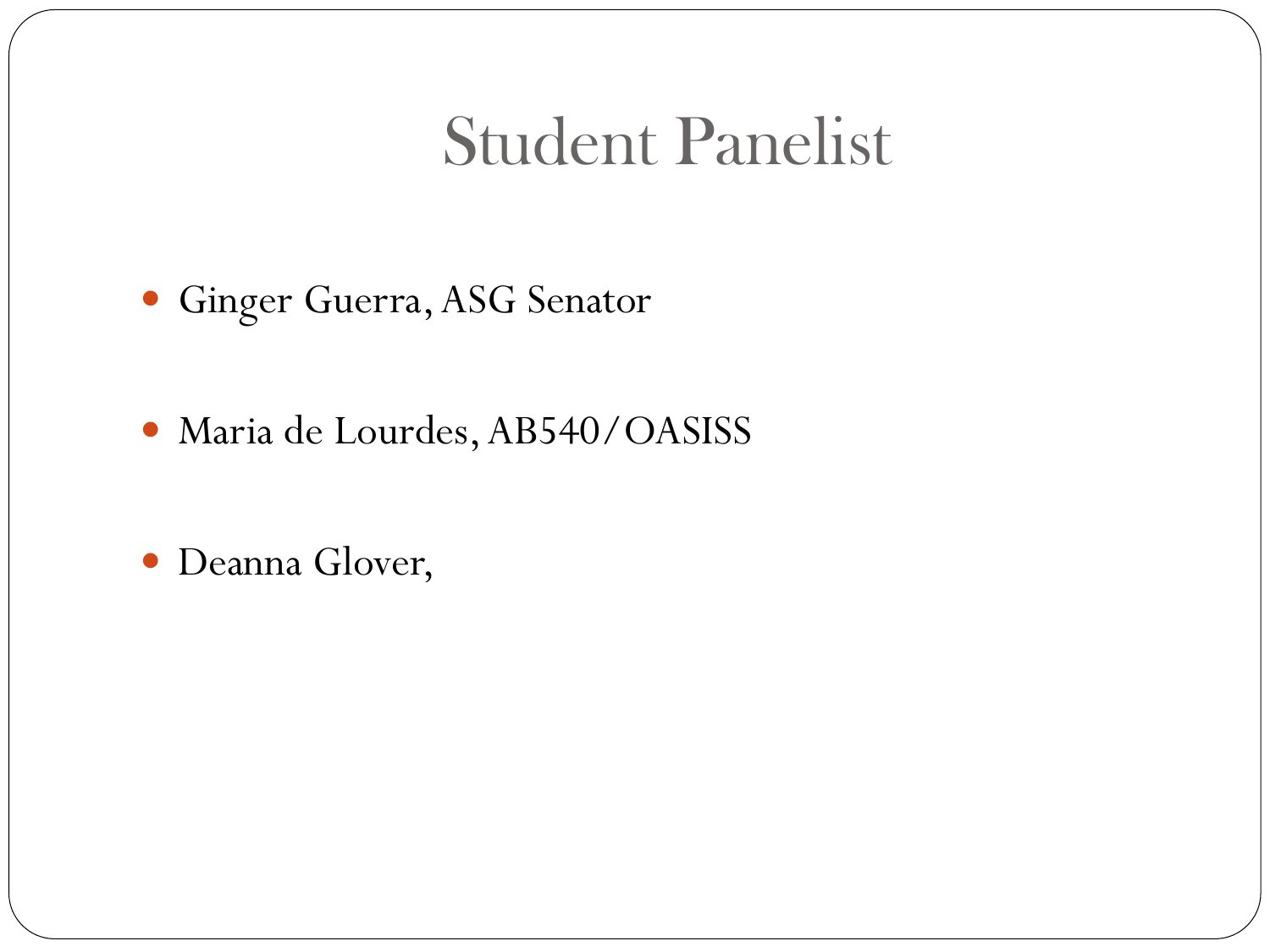# Student Panelist

- Ginger Guerra, ASG Senator
- Maria de Lourdes, AB540/OASISS
- Deanna Glover,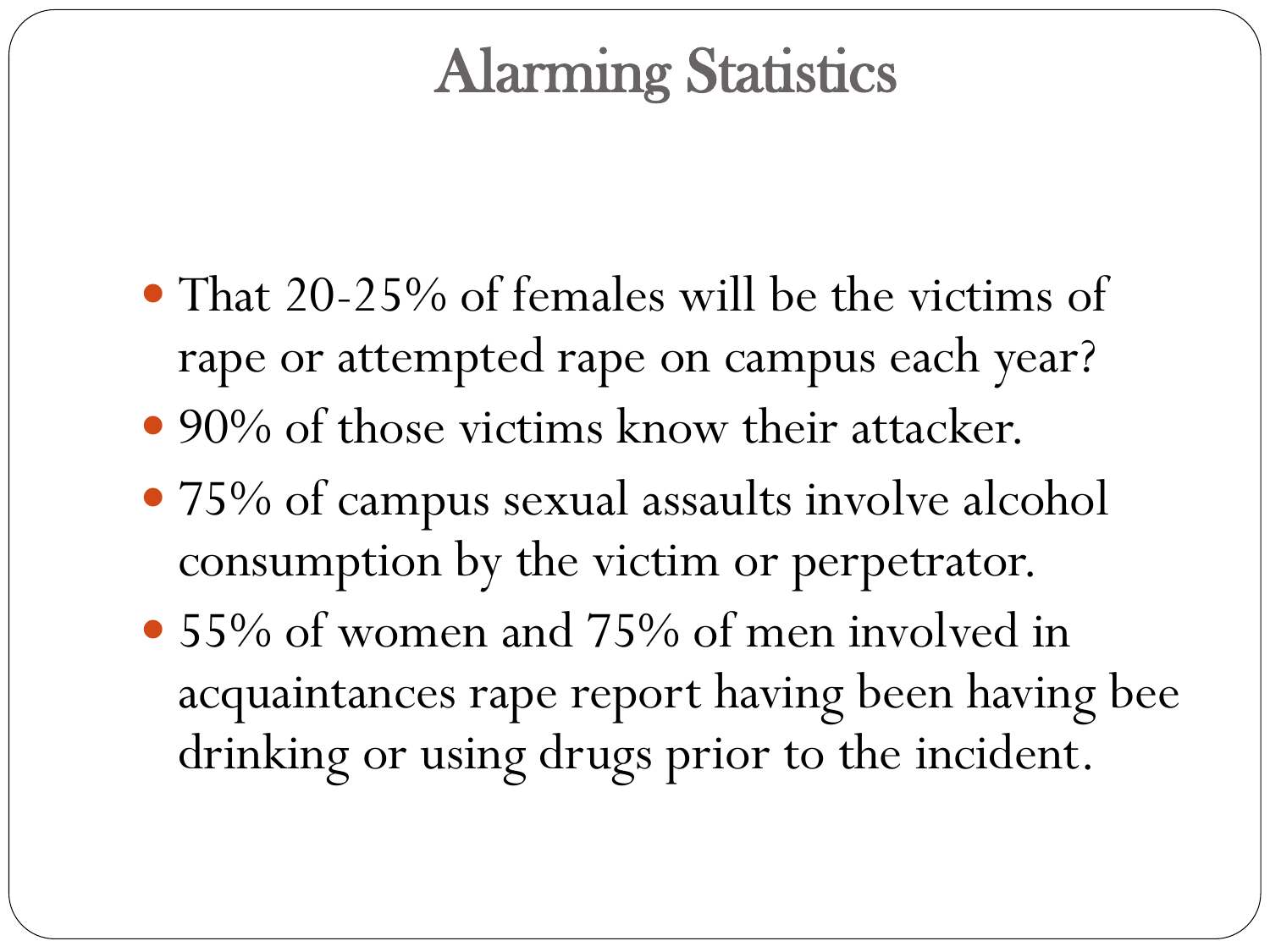# Alarming Statistics

- That 20-25% of females will be the victims of rape or attempted rape on campus each year?
- 90% of those victims know their attacker.
- 75% of campus sexual assaults involve alcohol consumption by the victim or perpetrator.
- 55% of women and 75% of men involved in acquaintances rape report having been having bee drinking or using drugs prior to the incident.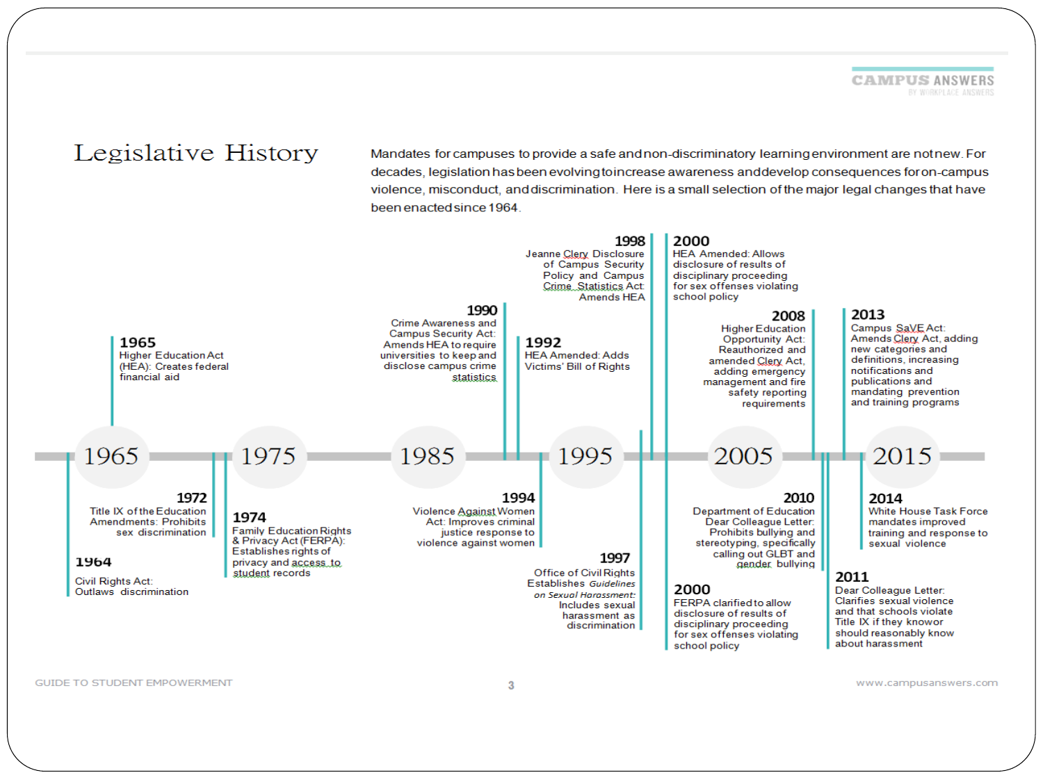# Legislative History

Mandates for campuses to provide a safe and non-discriminatory learning environment are not new. For decades, legislation has been evolving to increase awareness and develop consequences for on-campus violence, misconduct, and discrimination. Here is a small selection of the major legal changes that have been enacted since 1964.

**1964**
Civil Rights Act: Outlaws discrimination

**1965**
Higher Education Act (HEA): Creates federal financial aid

**1972**
Title IX of the Education Amendments: Prohibits sex discrimination

**1974**
Family Education Rights & Privacy Act (FERPA): Establishes rights of privacy and access to student records

**1990**
Crime Awareness and Campus Security Act: Amends HEA to require universities to keep and disclose campus crime statistics

**1992**
HEA Amended: Adds Victims' Bill of Rights

**1994**
Violence Against Women Act: Improves criminal justice response to violence against women

**1997**
Office of Civil Rights Establishes *Guidelines on Sexual Harassment*: Includes sexual harassment as discrimination

**1998**
Jeanne Clery Disclosure of Campus Security Policy and Campus Crime Statistics Act: Amends HEA

**2000**
HEA Amended: Allows disclosure of results of disciplinary proceeding for sex offenses violating school policy

**2000**
FERPA clarified to allow disclosure of results of disciplinary proceeding for sex offenses violating school policy

**2008**
Higher Education Opportunity Act: Reauthorized and amended Clery Act, adding emergency management and fire safety reporting requirements

**2010**
Department of Education Dear Colleague Letter: Prohibits bullying and stereotyping, specifically calling out GLBT and gender bullying

**2011**
Dear Colleague Letter: Clarifies sexual violence and that schools violate Title IX if they know or should reasonably know about harassment

**2013**
Campus SaVE Act: Amends Clery Act, adding new categories and definitions, increasing notifications and publications and mandating prevention and training programs

**2014**
White House Task Force mandates improved training and response to sexual violence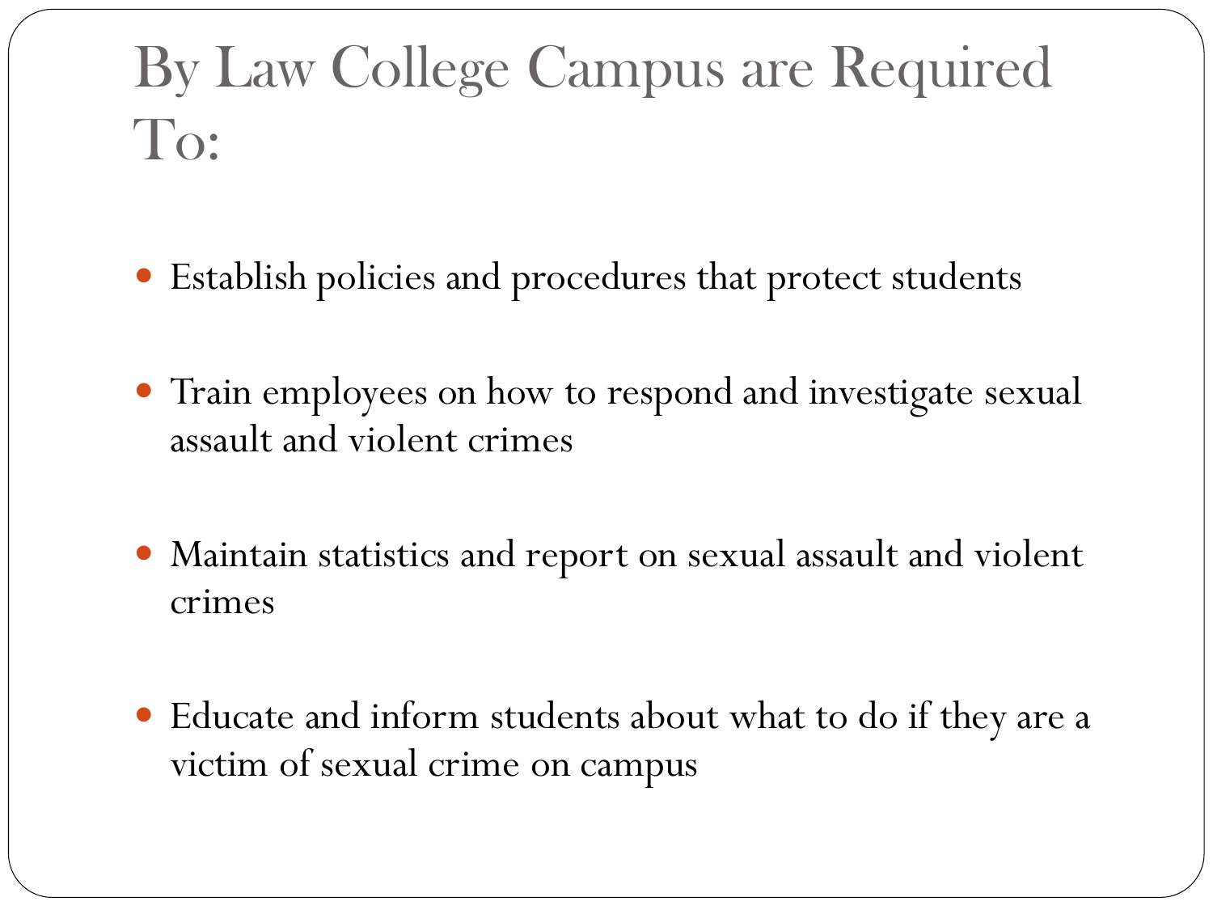# By Law College Campus are Required To:

- Establish policies and procedures that protect students
- Train employees on how to respond and investigate sexual assault and violent crimes
- Maintain statistics and report on sexual assault and violent crimes
- Educate and inform students about what to do if they are a victim of sexual crime on campus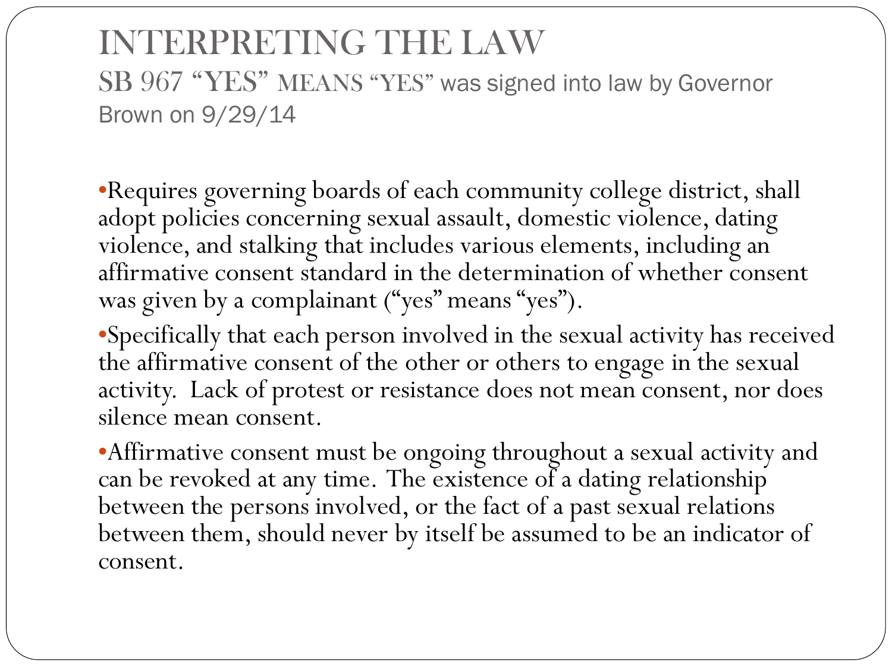# INTERPRETING THE LAW

## SB 967 "YES" MEANS "YES" was signed into law by Governor Brown on 9/29/14

- Requires governing boards of each community college district, shall adopt policies concerning sexual assault, domestic violence, dating violence, and stalking that includes various elements, including an affirmative consent standard in the determination of whether consent was given by a complainant ("yes" means "yes").
- Specifically that each person involved in the sexual activity has received the affirmative consent of the other or others to engage in the sexual activity. Lack of protest or resistance does not mean consent, nor does silence mean consent.
- Affirmative consent must be ongoing throughout a sexual activity and can be revoked at any time. The existence of a dating relationship between the persons involved, or the fact of a past sexual relations between them, should never by itself be assumed to be an indicator of consent.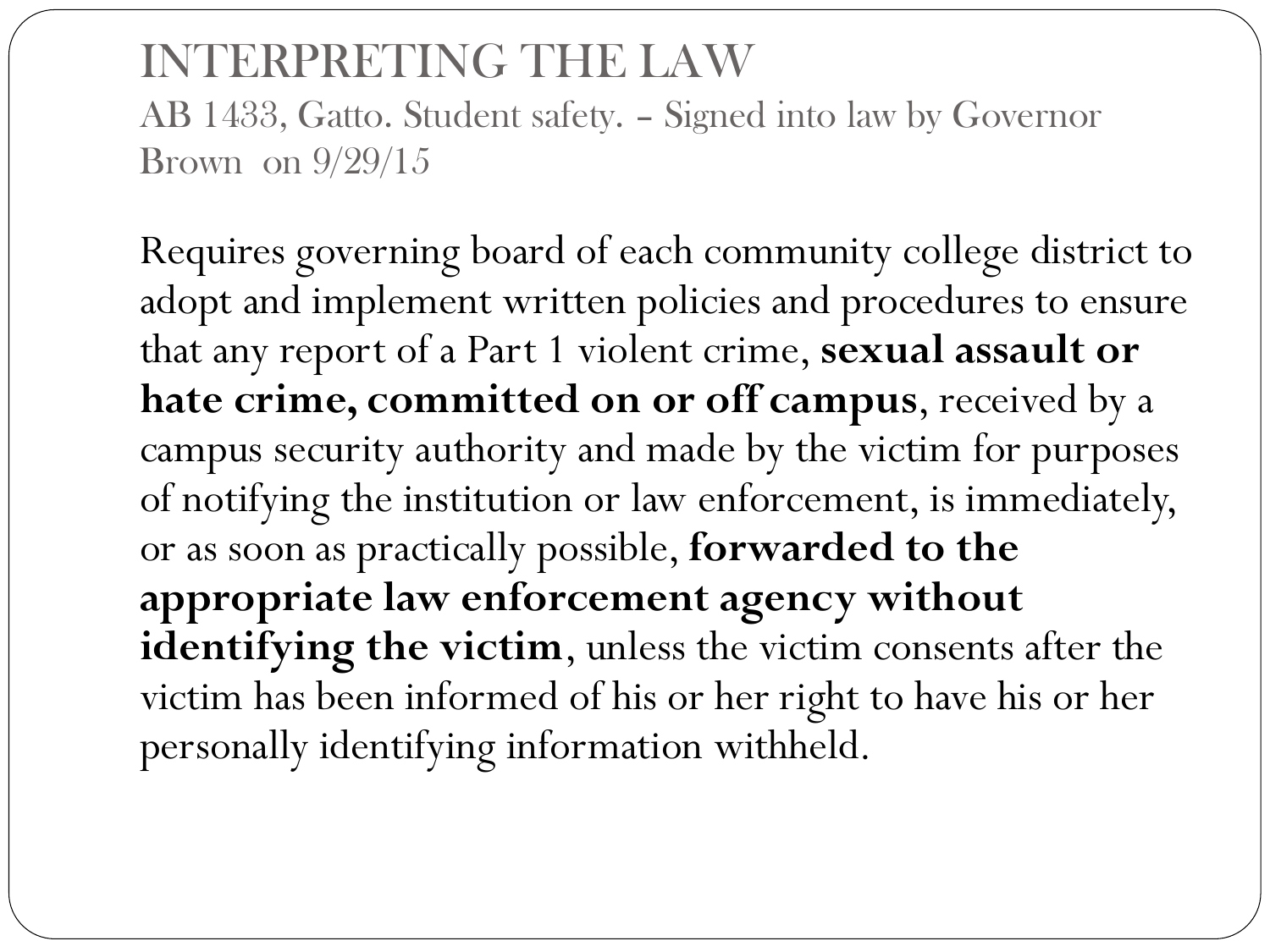# INTERPRETING THE LAW

AB 1433, Gatto. Student safety. – Signed into law by Governor Brown on 9/29/15

Requires governing board of each community college district to adopt and implement written policies and procedures to ensure that any report of a Part 1 violent crime, **sexual assault or hate crime, committed on or off campus**, received by a campus security authority and made by the victim for purposes of notifying the institution or law enforcement, is immediately, or as soon as practically possible, **forwarded to the appropriate law enforcement agency without identifying the victim**, unless the victim consents after the victim has been informed of his or her right to have his or her personally identifying information withheld.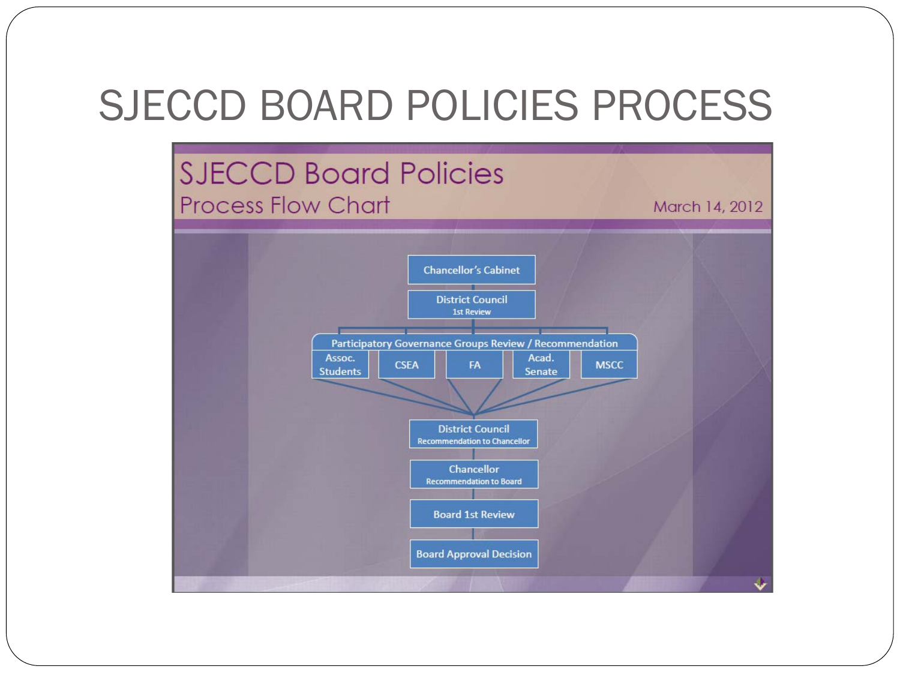# SJECCD BOARD POLICIES PROCESS

## SJECCD Board Policies

### Process Flow Chart

March 14, 2012

- Chancellor's Cabinet
- District Council
  1st Review
- Participatory Governance Groups Review / Recommendation
  - Assoc. Students
  - CSEA
  - FA
  - Acad. Senate
  - MSCC
- District Council
  Recommendation to Chancellor
- Chancellor
  Recommendation to Board
- Board 1st Review
- Board Approval Decision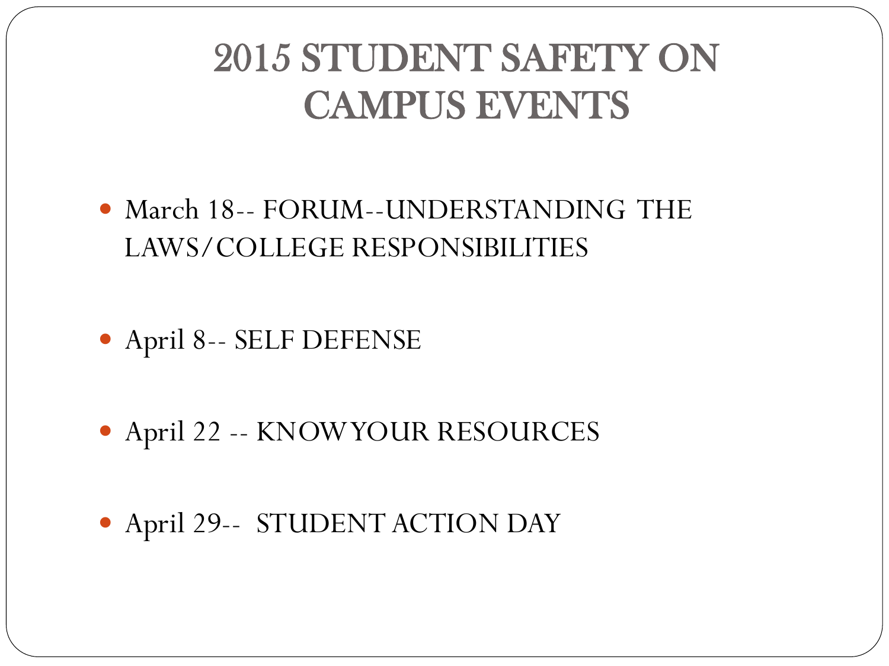# 2015 STUDENT SAFETY ON CAMPUS EVENTS

- March 18-- FORUM--UNDERSTANDING THE LAWS/COLLEGE RESPONSIBILITIES
- April 8-- SELF DEFENSE
- April 22 -- KNOW YOUR RESOURCES
- April 29-- STUDENT ACTION DAY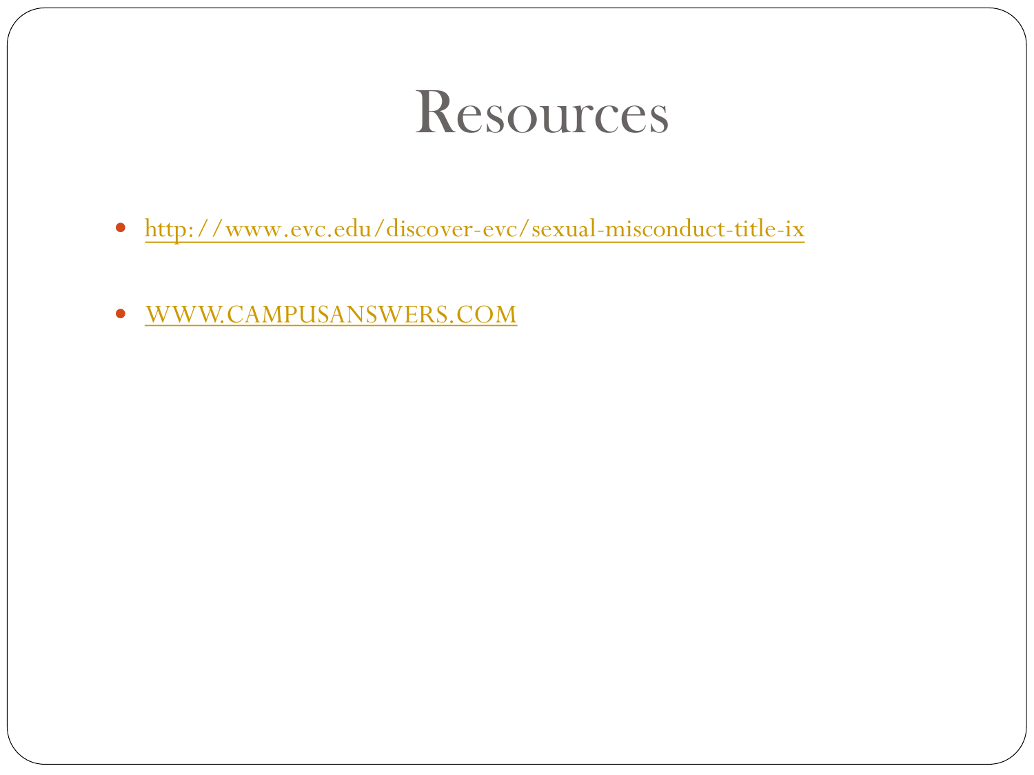# Resources

- http://www.evc.edu/discover-evc/sexual-misconduct-title-ix
- WWW.CAMPUSANSWERS.COM